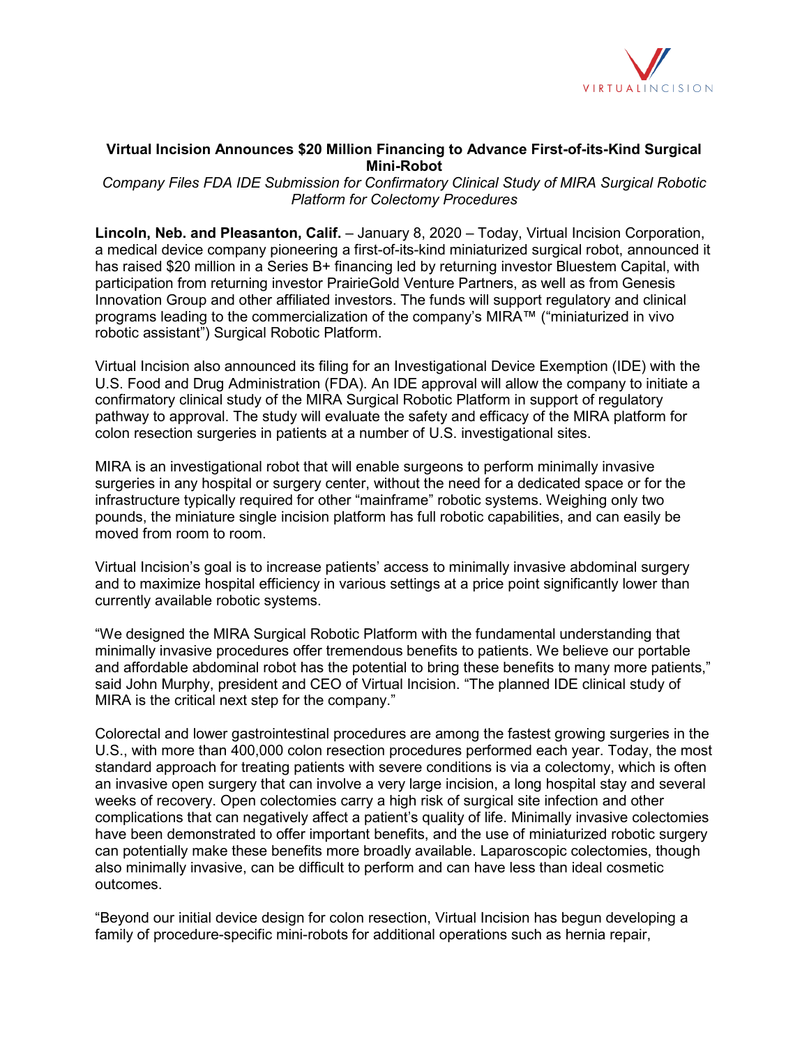# Virtual Incision Announces $20 Million Financing to Advance First-of-its-Kind Surgical Mini-Robot

*Company Files FDA IDE Submission for Confirmatory Clinical Study of MIRA Surgical Robotic Platform for Colectomy Procedures*

**Lincoln, Neb. and Pleasanton, Calif.** – January 8, 2020 – Today, Virtual Incision Corporation, a medical device company pioneering a first-of-its-kind miniaturized surgical robot, announced it has raised $20 million in a Series B+ financing led by returning investor Bluestem Capital, with participation from returning investor PrairieGold Venture Partners, as well as from Genesis Innovation Group and other affiliated investors. The funds will support regulatory and clinical programs leading to the commercialization of the company's MIRA™ ("miniaturized in vivo robotic assistant") Surgical Robotic Platform.

Virtual Incision also announced its filing for an Investigational Device Exemption (IDE) with the U.S. Food and Drug Administration (FDA). An IDE approval will allow the company to initiate a confirmatory clinical study of the MIRA Surgical Robotic Platform in support of regulatory pathway to approval. The study will evaluate the safety and efficacy of the MIRA platform for colon resection surgeries in patients at a number of U.S. investigational sites.

MIRA is an investigational robot that will enable surgeons to perform minimally invasive surgeries in any hospital or surgery center, without the need for a dedicated space or for the infrastructure typically required for other "mainframe" robotic systems. Weighing only two pounds, the miniature single incision platform has full robotic capabilities, and can easily be moved from room to room.

Virtual Incision's goal is to increase patients' access to minimally invasive abdominal surgery and to maximize hospital efficiency in various settings at a price point significantly lower than currently available robotic systems.

"We designed the MIRA Surgical Robotic Platform with the fundamental understanding that minimally invasive procedures offer tremendous benefits to patients. We believe our portable and affordable abdominal robot has the potential to bring these benefits to many more patients," said John Murphy, president and CEO of Virtual Incision. "The planned IDE clinical study of MIRA is the critical next step for the company."

Colorectal and lower gastrointestinal procedures are among the fastest growing surgeries in the U.S., with more than 400,000 colon resection procedures performed each year. Today, the most standard approach for treating patients with severe conditions is via a colectomy, which is often an invasive open surgery that can involve a very large incision, a long hospital stay and several weeks of recovery. Open colectomies carry a high risk of surgical site infection and other complications that can negatively affect a patient's quality of life. Minimally invasive colectomies have been demonstrated to offer important benefits, and the use of miniaturized robotic surgery can potentially make these benefits more broadly available. Laparoscopic colectomies, though also minimally invasive, can be difficult to perform and can have less than ideal cosmetic outcomes.

"Beyond our initial device design for colon resection, Virtual Incision has begun developing a family of procedure-specific mini-robots for additional operations such as hernia repair,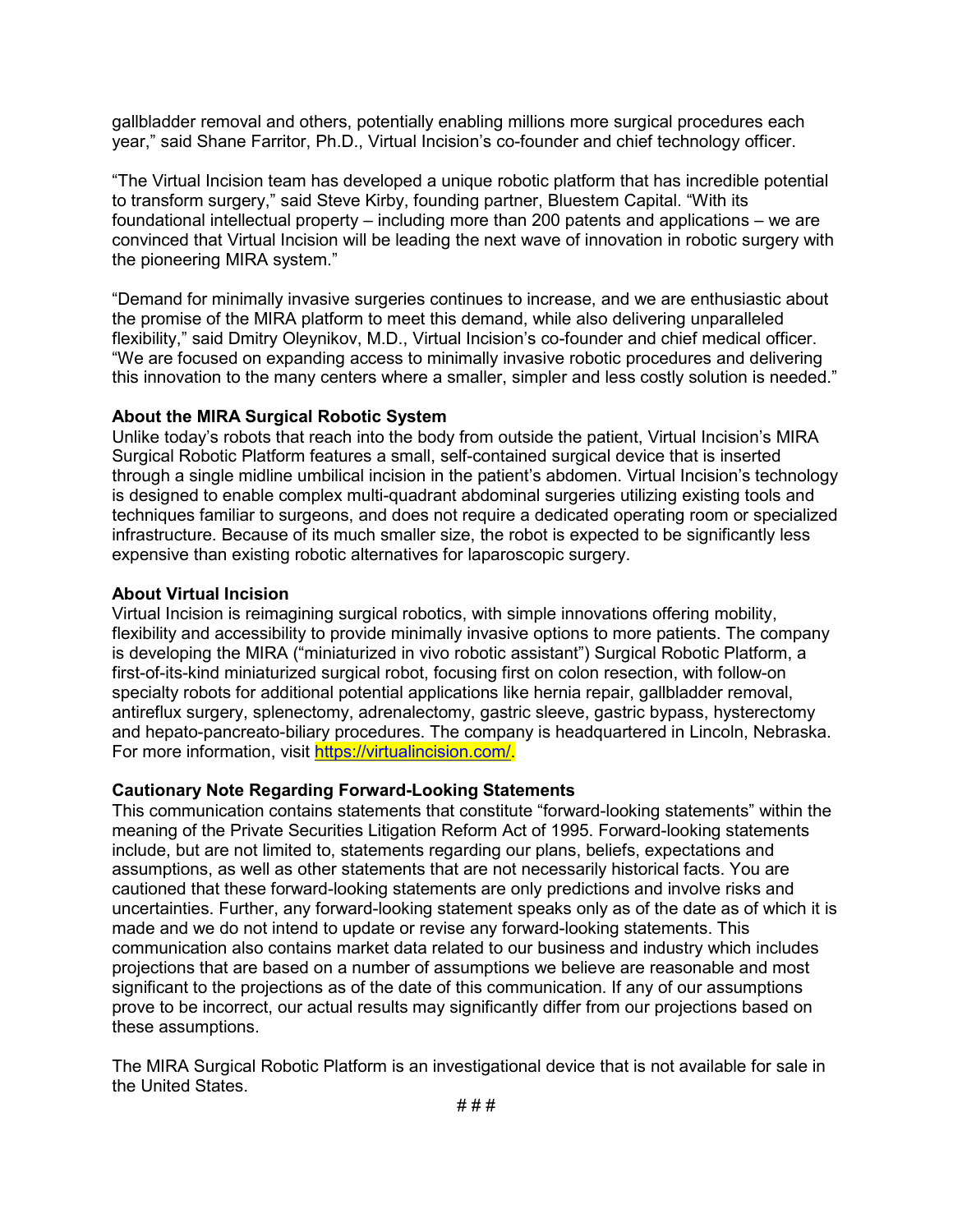gallbladder removal and others, potentially enabling millions more surgical procedures each year," said Shane Farritor, Ph.D., Virtual Incision's co-founder and chief technology officer.

"The Virtual Incision team has developed a unique robotic platform that has incredible potential to transform surgery," said Steve Kirby, founding partner, Bluestem Capital. "With its foundational intellectual property – including more than 200 patents and applications – we are convinced that Virtual Incision will be leading the next wave of innovation in robotic surgery with the pioneering MIRA system."

"Demand for minimally invasive surgeries continues to increase, and we are enthusiastic about the promise of the MIRA platform to meet this demand, while also delivering unparalleled flexibility," said Dmitry Oleynikov, M.D., Virtual Incision's co-founder and chief medical officer. "We are focused on expanding access to minimally invasive robotic procedures and delivering this innovation to the many centers where a smaller, simpler and less costly solution is needed."

**About the MIRA Surgical Robotic System**

Unlike today's robots that reach into the body from outside the patient, Virtual Incision's MIRA Surgical Robotic Platform features a small, self-contained surgical device that is inserted through a single midline umbilical incision in the patient's abdomen. Virtual Incision's technology is designed to enable complex multi-quadrant abdominal surgeries utilizing existing tools and techniques familiar to surgeons, and does not require a dedicated operating room or specialized infrastructure. Because of its much smaller size, the robot is expected to be significantly less expensive than existing robotic alternatives for laparoscopic surgery.

**About Virtual Incision**

Virtual Incision is reimagining surgical robotics, with simple innovations offering mobility, flexibility and accessibility to provide minimally invasive options to more patients. The company is developing the MIRA ("miniaturized in vivo robotic assistant") Surgical Robotic Platform, a first-of-its-kind miniaturized surgical robot, focusing first on colon resection, with follow-on specialty robots for additional potential applications like hernia repair, gallbladder removal, antireflux surgery, splenectomy, adrenalectomy, gastric sleeve, gastric bypass, hysterectomy and hepato-pancreato-biliary procedures. The company is headquartered in Lincoln, Nebraska. For more information, visit https://virtualincision.com/.

**Cautionary Note Regarding Forward-Looking Statements**

This communication contains statements that constitute "forward-looking statements" within the meaning of the Private Securities Litigation Reform Act of 1995. Forward-looking statements include, but are not limited to, statements regarding our plans, beliefs, expectations and assumptions, as well as other statements that are not necessarily historical facts. You are cautioned that these forward-looking statements are only predictions and involve risks and uncertainties. Further, any forward-looking statement speaks only as of the date as of which it is made and we do not intend to update or revise any forward-looking statements. This communication also contains market data related to our business and industry which includes projections that are based on a number of assumptions we believe are reasonable and most significant to the projections as of the date of this communication. If any of our assumptions prove to be incorrect, our actual results may significantly differ from our projections based on these assumptions.

The MIRA Surgical Robotic Platform is an investigational device that is not available for sale in the United States.

# # #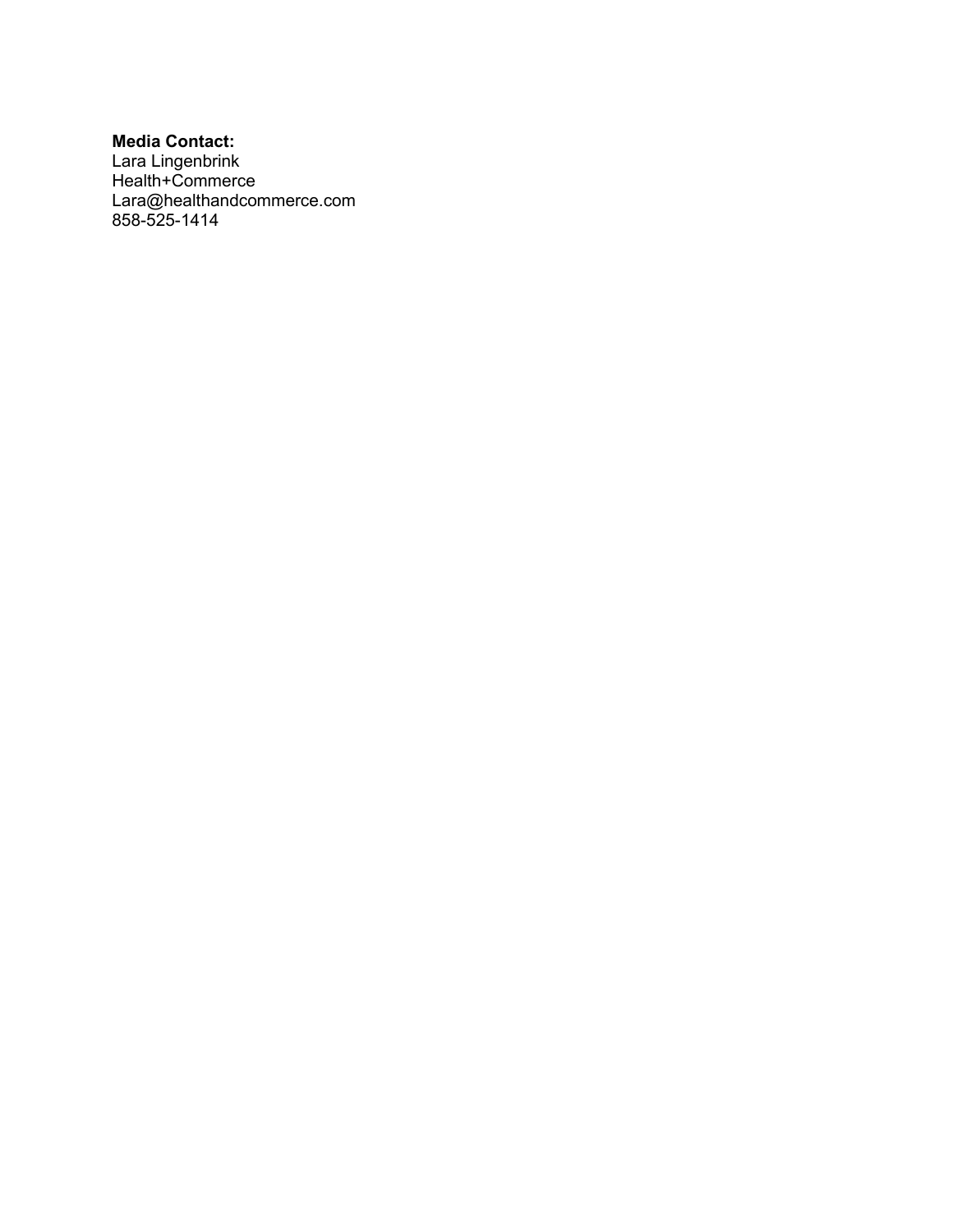**Media Contact:**
Lara Lingenbrink
Health+Commerce
Lara@healthandcommerce.com
858-525-1414